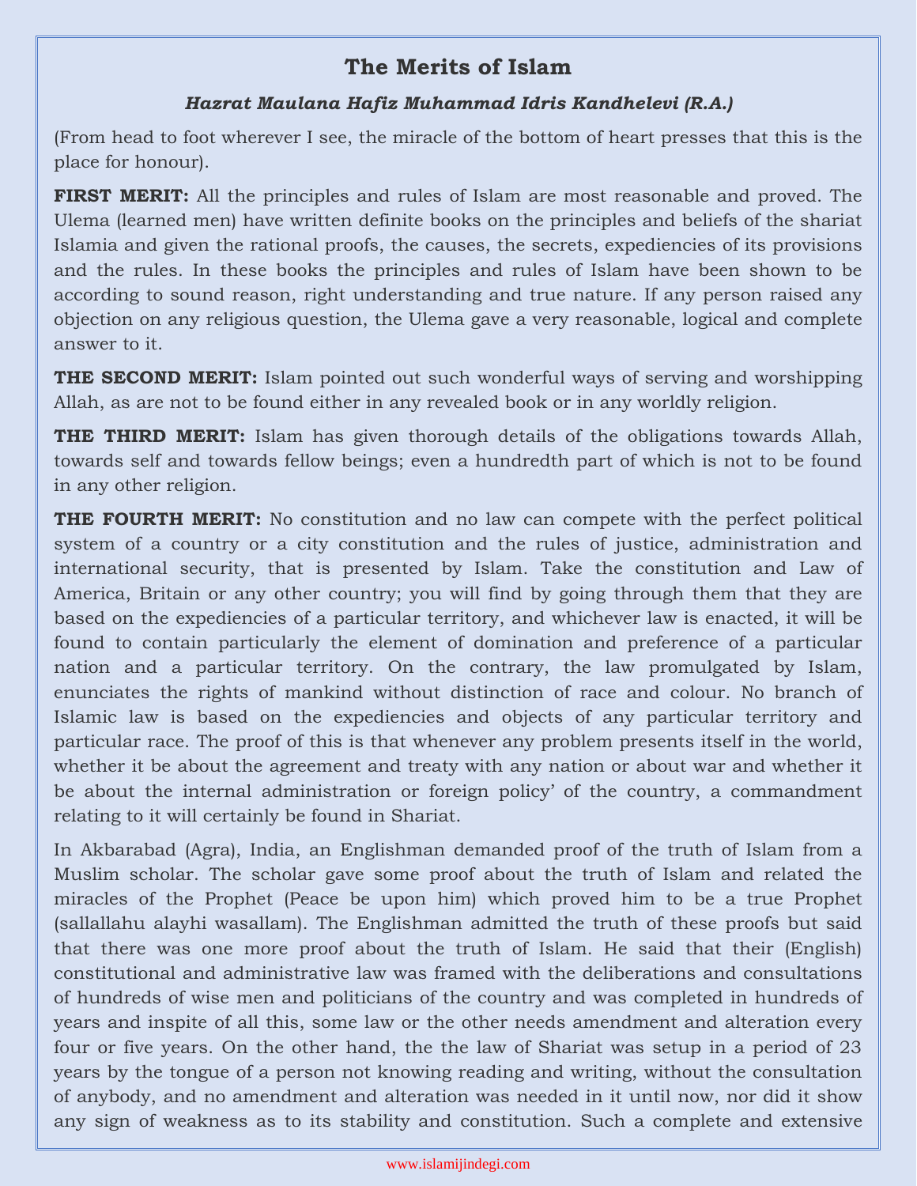# The Merits of Islam

### *Hazrat Maulana Hafiz Muhammad Idris Kandhelevi (R.A.)*

(From head to foot wherever I see, the miracle of the bottom of heart presses that this is the place for honour).

**FIRST MERIT:** All the principles and rules of Islam are most reasonable and proved. The Ulema (learned men) have written definite books on the principles and beliefs of the shariat Islamia and given the rational proofs, the causes, the secrets, expediencies of its provisions and the rules. In these books the principles and rules of Islam have been shown to be according to sound reason, right understanding and true nature. If any person raised any objection on any religious question, the Ulema gave a very reasonable, logical and complete answer to it.

**THE SECOND MERIT:** Islam pointed out such wonderful ways of serving and worshipping Allah, as are not to be found either in any revealed book or in any worldly religion.

**THE THIRD MERIT:** Islam has given thorough details of the obligations towards Allah, towards self and towards fellow beings; even a hundredth part of which is not to be found in any other religion.

**THE FOURTH MERIT:** No constitution and no law can compete with the perfect political system of a country or a city constitution and the rules of justice, administration and international security, that is presented by Islam. Take the constitution and Law of America, Britain or any other country; you will find by going through them that they are based on the expediencies of a particular territory, and whichever law is enacted, it will be found to contain particularly the element of domination and preference of a particular nation and a particular territory. On the contrary, the law promulgated by Islam, enunciates the rights of mankind without distinction of race and colour. No branch of Islamic law is based on the expediencies and objects of any particular territory and particular race. The proof of this is that whenever any problem presents itself in the world, whether it be about the agreement and treaty with any nation or about war and whether it be about the internal administration or foreign policy' of the country, a commandment relating to it will certainly be found in Shariat.

In Akbarabad (Agra), India, an Englishman demanded proof of the truth of Islam from a Muslim scholar. The scholar gave some proof about the truth of Islam and related the miracles of the Prophet (Peace be upon him) which proved him to be a true Prophet (sallallahu alayhi wasallam). The Englishman admitted the truth of these proofs but said that there was one more proof about the truth of Islam. He said that their (English) constitutional and administrative law was framed with the deliberations and consultations of hundreds of wise men and politicians of the country and was completed in hundreds of years and inspite of all this, some law or the other needs amendment and alteration every four or five years. On the other hand, the the law of Shariat was setup in a period of 23 years by the tongue of a person not knowing reading and writing, without the consultation of anybody, and no amendment and alteration was needed in it until now, nor did it show any sign of weakness as to its stability and constitution. Such a complete and extensive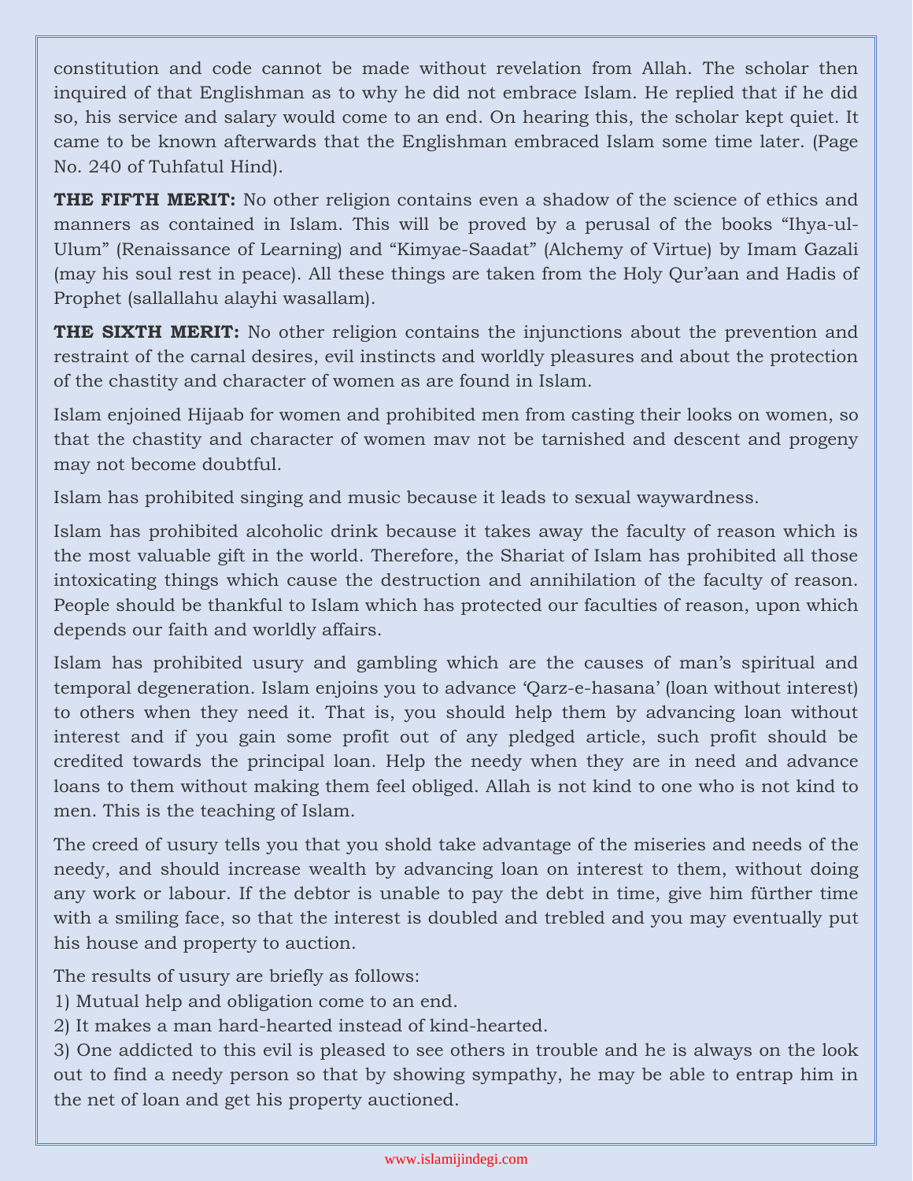constitution and code cannot be made without revelation from Allah. The scholar then inquired of that Englishman as to why he did not embrace Islam. He replied that if he did so, his service and salary would come to an end. On hearing this, the scholar kept quiet. It came to be known afterwards that the Englishman embraced Islam some time later. (Page No. 240 of Tuhfatul Hind).

**THE FIFTH MERIT:** No other religion contains even a shadow of the science of ethics and manners as contained in Islam. This will be proved by a perusal of the books "Ihya-ul-Ulum" (Renaissance of Learning) and "Kimyae-Saadat" (Alchemy of Virtue) by Imam Gazali (may his soul rest in peace). All these things are taken from the Holy Qur'aan and Hadis of Prophet (sallallahu alayhi wasallam).

**THE SIXTH MERIT:** No other religion contains the injunctions about the prevention and restraint of the carnal desires, evil instincts and worldly pleasures and about the protection of the chastity and character of women as are found in Islam.

Islam enjoined Hijaab for women and prohibited men from casting their looks on women, so that the chastity and character of women mav not be tarnished and descent and progeny may not become doubtful.

Islam has prohibited singing and music because it leads to sexual waywardness.

Islam has prohibited alcoholic drink because it takes away the faculty of reason which is the most valuable gift in the world. Therefore, the Shariat of Islam has prohibited all those intoxicating things which cause the destruction and annihilation of the faculty of reason. People should be thankful to Islam which has protected our faculties of reason, upon which depends our faith and worldly affairs.

Islam has prohibited usury and gambling which are the causes of man's spiritual and temporal degeneration. Islam enjoins you to advance 'Qarz-e-hasana' (loan without interest) to others when they need it. That is, you should help them by advancing loan without interest and if you gain some profit out of any pledged article, such profit should be credited towards the principal loan. Help the needy when they are in need and advance loans to them without making them feel obliged. Allah is not kind to one who is not kind to men. This is the teaching of Islam.

The creed of usury tells you that you shold take advantage of the miseries and needs of the needy, and should increase wealth by advancing loan on interest to them, without doing any work or labour. If the debtor is unable to pay the debt in time, give him fürther time with a smiling face, so that the interest is doubled and trebled and you may eventually put his house and property to auction.

The results of usury are briefly as follows:
1) Mutual help and obligation come to an end.
2) It makes a man hard-hearted instead of kind-hearted.
3) One addicted to this evil is pleased to see others in trouble and he is always on the look out to find a needy person so that by showing sympathy, he may be able to entrap him in the net of loan and get his property auctioned.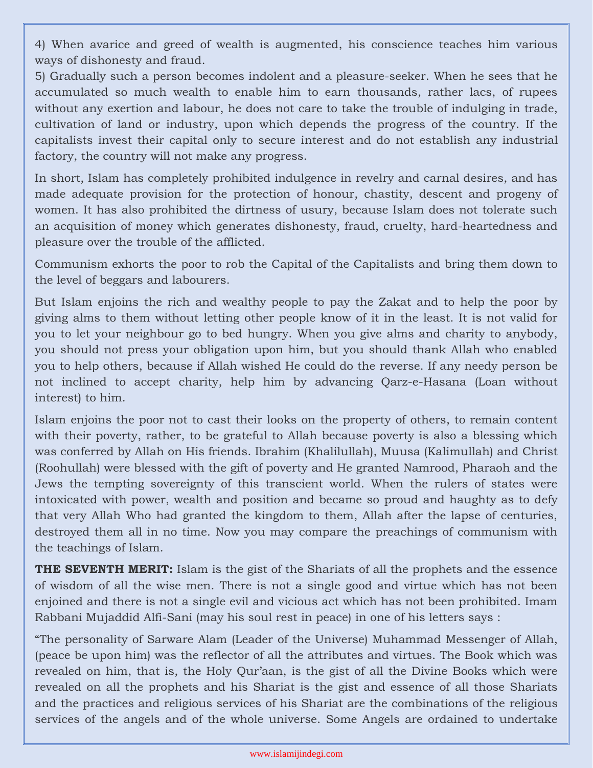4) When avarice and greed of wealth is augmented, his conscience teaches him various ways of dishonesty and fraud.

5) Gradually such a person becomes indolent and a pleasure-seeker. When he sees that he accumulated so much wealth to enable him to earn thousands, rather lacs, of rupees without any exertion and labour, he does not care to take the trouble of indulging in trade, cultivation of land or industry, upon which depends the progress of the country. If the capitalists invest their capital only to secure interest and do not establish any industrial factory, the country will not make any progress.

In short, Islam has completely prohibited indulgence in revelry and carnal desires, and has made adequate provision for the protection of honour, chastity, descent and progeny of women. It has also prohibited the dirtness of usury, because Islam does not tolerate such an acquisition of money which generates dishonesty, fraud, cruelty, hard-heartedness and pleasure over the trouble of the afflicted.

Communism exhorts the poor to rob the Capital of the Capitalists and bring them down to the level of beggars and labourers.

But Islam enjoins the rich and wealthy people to pay the Zakat and to help the poor by giving alms to them without letting other people know of it in the least. It is not valid for you to let your neighbour go to bed hungry. When you give alms and charity to anybody, you should not press your obligation upon him, but you should thank Allah who enabled you to help others, because if Allah wished He could do the reverse. If any needy person be not inclined to accept charity, help him by advancing Qarz-e-Hasana (Loan without interest) to him.

Islam enjoins the poor not to cast their looks on the property of others, to remain content with their poverty, rather, to be grateful to Allah because poverty is also a blessing which was conferred by Allah on His friends. Ibrahim (Khalilullah), Muusa (Kalimullah) and Christ (Roohullah) were blessed with the gift of poverty and He granted Namrood, Pharaoh and the Jews the tempting sovereignty of this transcient world. When the rulers of states were intoxicated with power, wealth and position and became so proud and haughty as to defy that very Allah Who had granted the kingdom to them, Allah after the lapse of centuries, destroyed them all in no time. Now you may compare the preachings of communism with the teachings of Islam.

**THE SEVENTH MERIT:** Islam is the gist of the Shariats of all the prophets and the essence of wisdom of all the wise men. There is not a single good and virtue which has not been enjoined and there is not a single evil and vicious act which has not been prohibited. Imam Rabbani Mujaddid Alfi-Sani (may his soul rest in peace) in one of his letters says :

"The personality of Sarware Alam (Leader of the Universe) Muhammad Messenger of Allah, (peace be upon him) was the reflector of all the attributes and virtues. The Book which was revealed on him, that is, the Holy Qur'aan, is the gist of all the Divine Books which were revealed on all the prophets and his Shariat is the gist and essence of all those Shariats and the practices and religious services of his Shariat are the combinations of the religious services of the angels and of the whole universe. Some Angels are ordained to undertake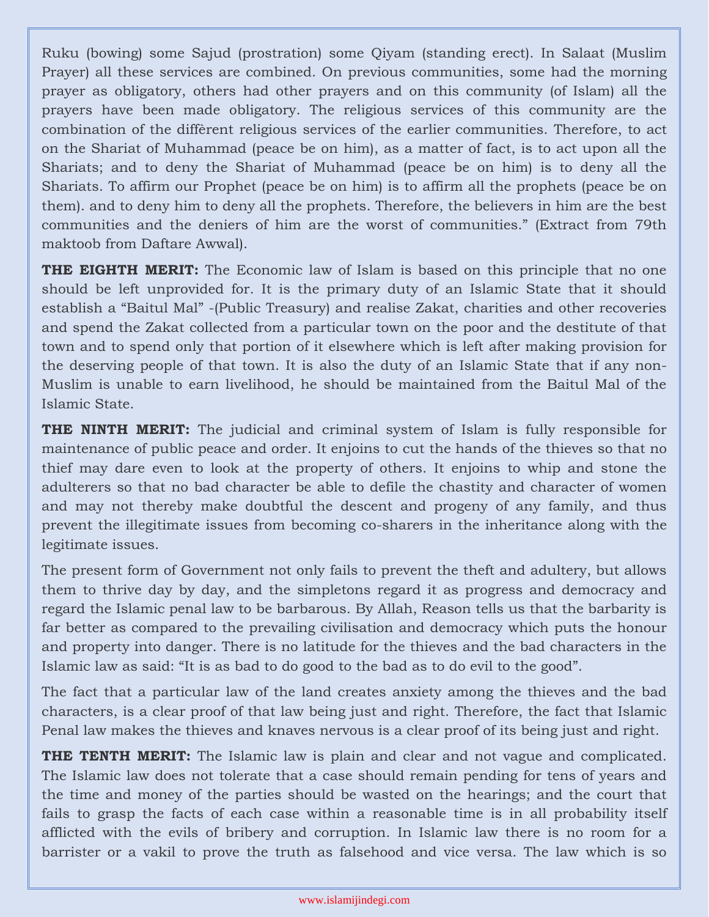Ruku (bowing) some Sajud (prostration) some Qiyam (standing erect). In Salaat (Muslim Prayer) all these services are combined. On previous communities, some had the morning prayer as obligatory, others had other prayers and on this community (of Islam) all the prayers have been made obligatory. The religious services of this community are the combination of the diffèrent religious services of the earlier communities. Therefore, to act on the Shariat of Muhammad (peace be on him), as a matter of fact, is to act upon all the Shariats; and to deny the Shariat of Muhammad (peace be on him) is to deny all the Shariats. To affirm our Prophet (peace be on him) is to affirm all the prophets (peace be on them). and to deny him to deny all the prophets. Therefore, the believers in him are the best communities and the deniers of him are the worst of communities." (Extract from 79th maktoob from Daftare Awwal).

**THE EIGHTH MERIT:** The Economic law of Islam is based on this principle that no one should be left unprovided for. It is the primary duty of an Islamic State that it should establish a "Baitul Mal" -(Public Treasury) and realise Zakat, charities and other recoveries and spend the Zakat collected from a particular town on the poor and the destitute of that town and to spend only that portion of it elsewhere which is left after making provision for the deserving people of that town. It is also the duty of an Islamic State that if any non-Muslim is unable to earn livelihood, he should be maintained from the Baitul Mal of the Islamic State.

**THE NINTH MERIT:** The judicial and criminal system of Islam is fully responsible for maintenance of public peace and order. It enjoins to cut the hands of the thieves so that no thief may dare even to look at the property of others. It enjoins to whip and stone the adulterers so that no bad character be able to defile the chastity and character of women and may not thereby make doubtful the descent and progeny of any family, and thus prevent the illegitimate issues from becoming co-sharers in the inheritance along with the legitimate issues.

The present form of Government not only fails to prevent the theft and adultery, but allows them to thrive day by day, and the simpletons regard it as progress and democracy and regard the Islamic penal law to be barbarous. By Allah, Reason tells us that the barbarity is far better as compared to the prevailing civilisation and democracy which puts the honour and property into danger. There is no latitude for the thieves and the bad characters in the Islamic law as said: "It is as bad to do good to the bad as to do evil to the good".

The fact that a particular law of the land creates anxiety among the thieves and the bad characters, is a clear proof of that law being just and right. Therefore, the fact that Islamic Penal law makes the thieves and knaves nervous is a clear proof of its being just and right.

**THE TENTH MERIT:** The Islamic law is plain and clear and not vague and complicated. The Islamic law does not tolerate that a case should remain pending for tens of years and the time and money of the parties should be wasted on the hearings; and the court that fails to grasp the facts of each case within a reasonable time is in all probability itself afflicted with the evils of bribery and corruption. In Islamic law there is no room for a barrister or a vakil to prove the truth as falsehood and vice versa. The law which is so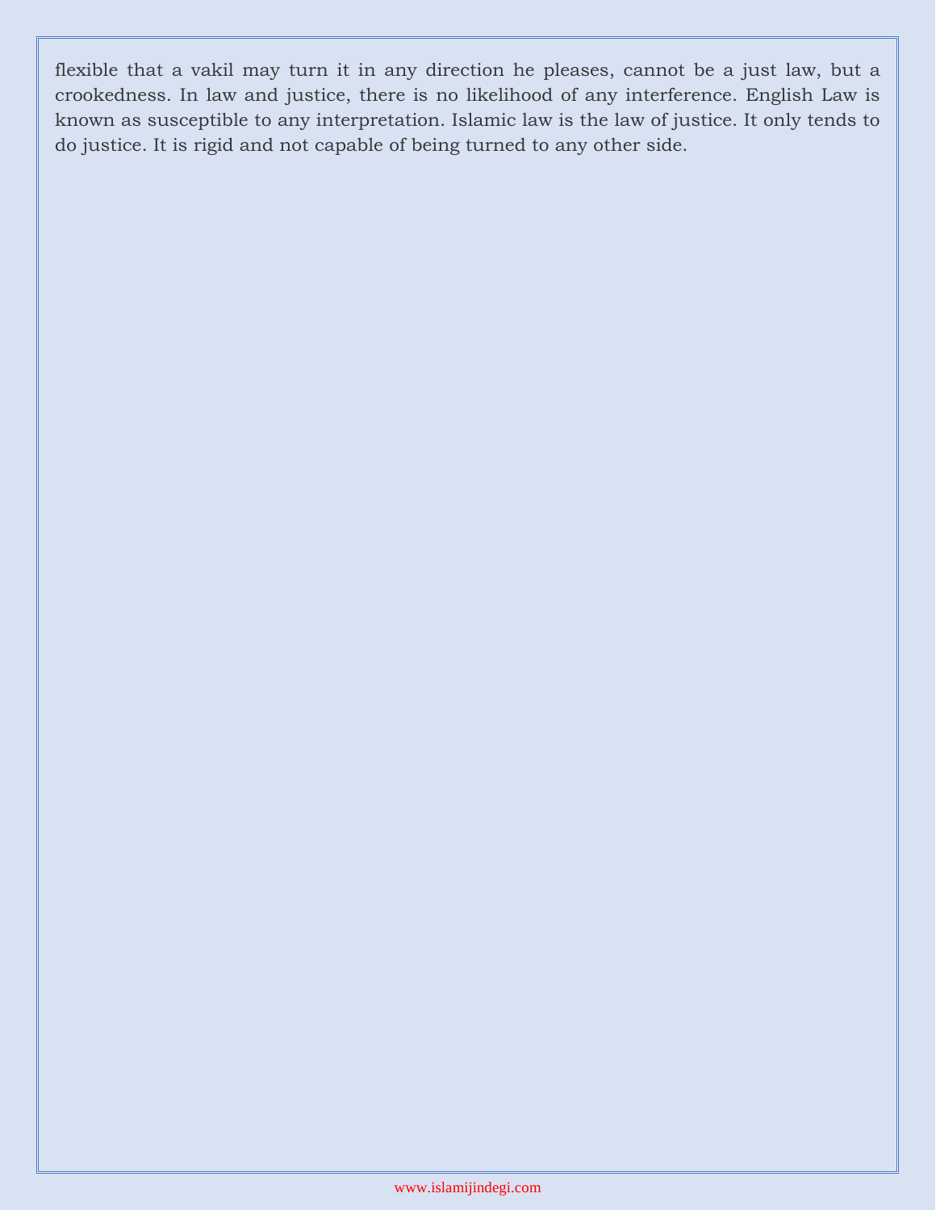flexible that a vakil may turn it in any direction he pleases, cannot be a just law, but a crookedness. In law and justice, there is no likelihood of any interference. English Law is known as susceptible to any interpretation. Islamic law is the law of justice. It only tends to do justice. It is rigid and not capable of being turned to any other side.